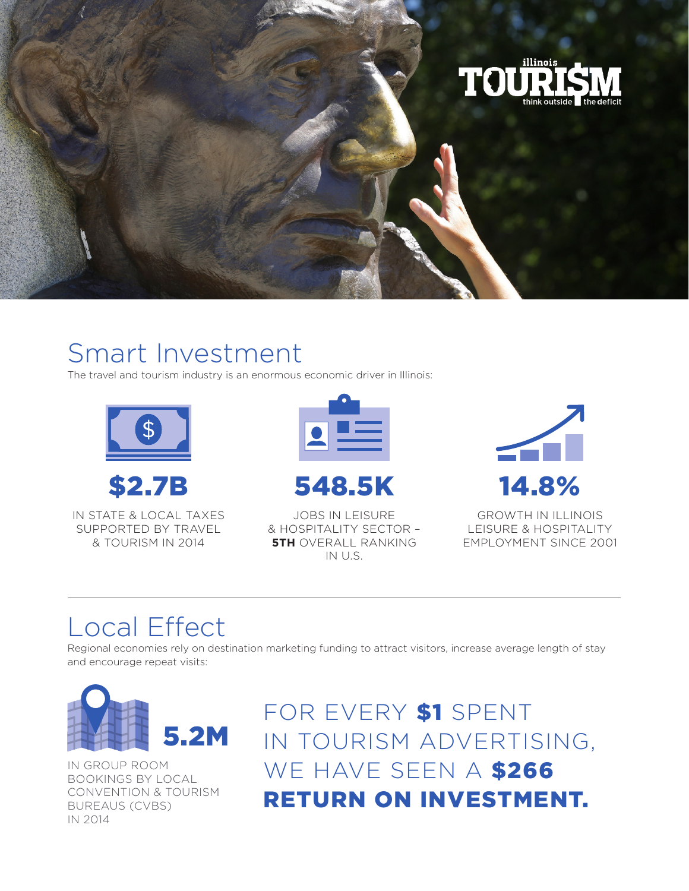illinois
TOURI$M
think outside the deficit

## Smart Investment

The travel and tourism industry is an enormous economic driver in Illinois:

**$2.7B**

IN STATE & LOCAL TAXES SUPPORTED BY TRAVEL & TOURISM IN 2014

**548.5K**

JOBS IN LEISURE & HOSPITALITY SECTOR – **5TH** OVERALL RANKING IN U.S.

**14.8%**

GROWTH IN ILLINOIS LEISURE & HOSPITALITY EMPLOYMENT SINCE 2001

## Local Effect

Regional economies rely on destination marketing funding to attract visitors, increase average length of stay and encourage repeat visits:

**5.2M**

IN GROUP ROOM BOOKINGS BY LOCAL CONVENTION & TOURISM BUREAUS (CVBS) IN 2014

FOR EVERY **$1** SPENT IN TOURISM ADVERTISING, WE HAVE SEEN A **$266 RETURN ON INVESTMENT.**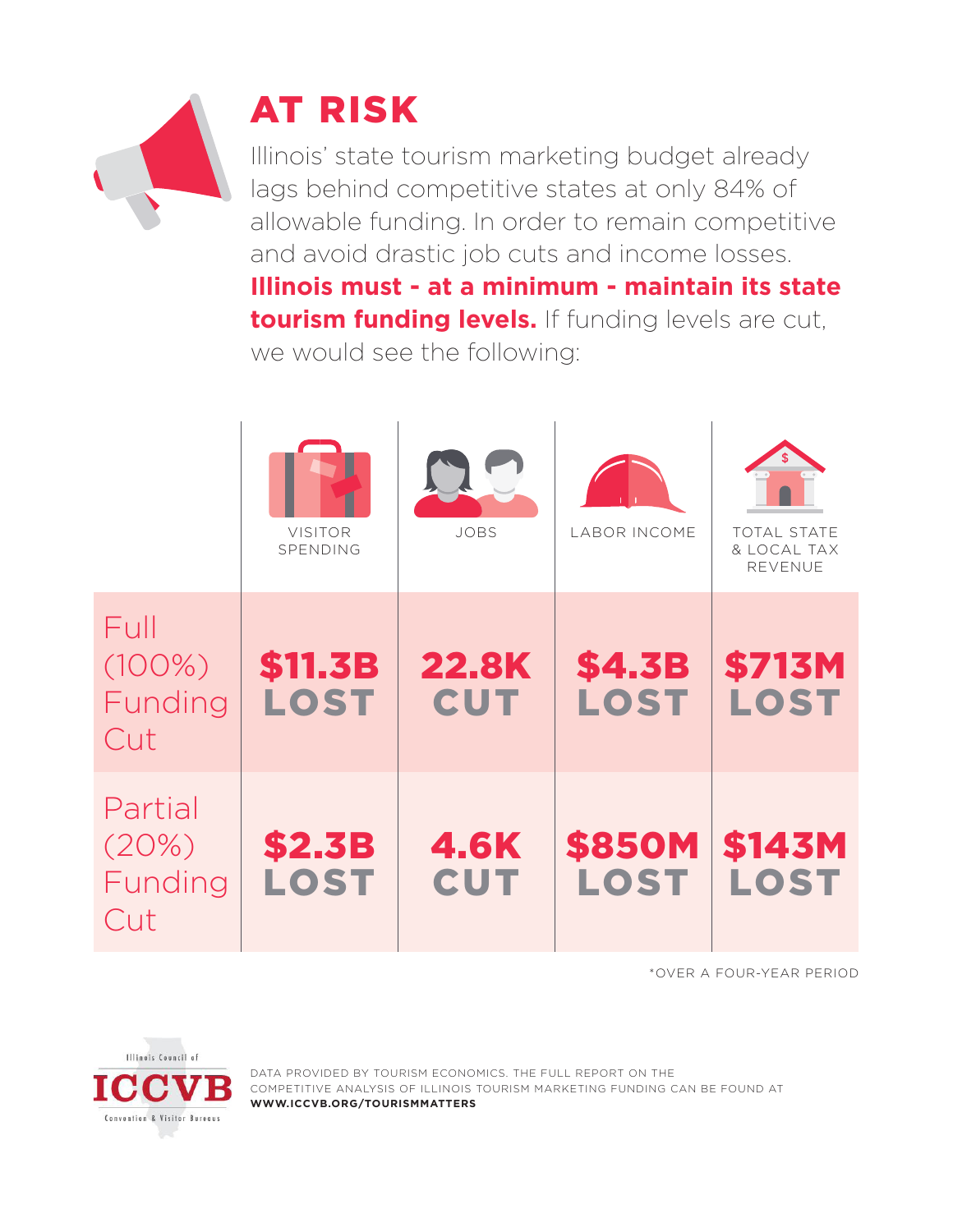# AT RISK

Illinois' state tourism marketing budget already lags behind competitive states at only 84% of allowable funding. In order to remain competitive and avoid drastic job cuts and income losses. **Illinois must - at a minimum - maintain its state tourism funding levels.** If funding levels are cut, we would see the following:

| | VISITOR SPENDING | JOBS | LABOR INCOME | TOTAL STATE & LOCAL TAX REVENUE |
|---|---|---|---|---|
| Full (100%) Funding Cut | **$11.3B LOST** | **22.8K CUT** | **$4.3B LOST** | **$713M LOST** |
| Partial (20%) Funding Cut | **$2.3B LOST** | **4.6K CUT** | **$850M LOST** | **$143M LOST** |

*OVER A FOUR-YEAR PERIOD

Illinois Council of ICCVB Convention & Visitor Bureaus

DATA PROVIDED BY TOURISM ECONOMICS. THE FULL REPORT ON THE COMPETITIVE ANALYSIS OF ILLINOIS TOURISM MARKETING FUNDING CAN BE FOUND AT **WWW.ICCVB.ORG/TOURISMMATTERS**